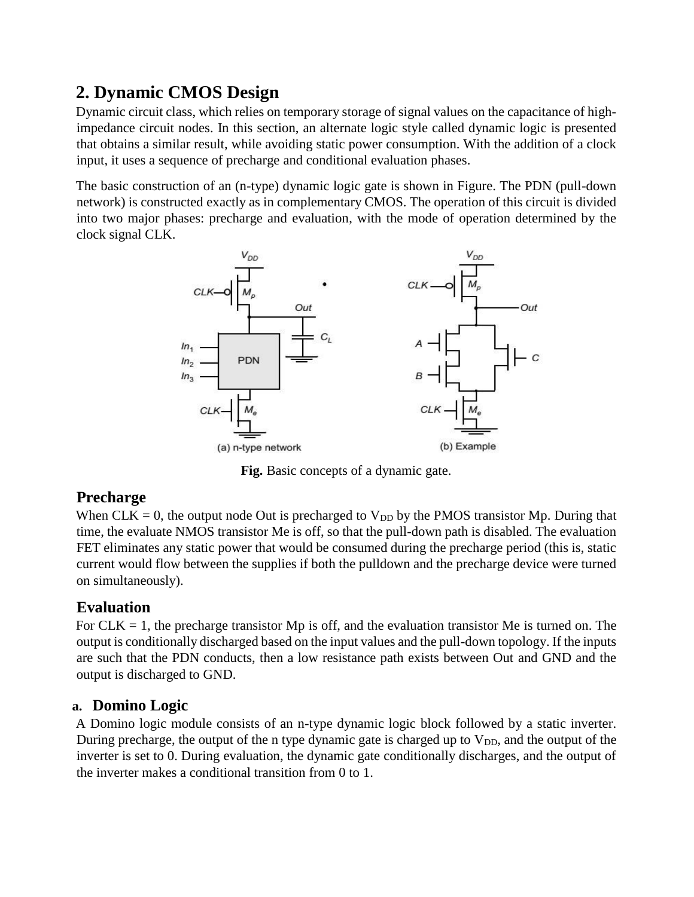## 2. Dynamic CMOS Design

Dynamic circuit class, which relies on temporary storage of signal values on the capacitance of high-impedance circuit nodes. In this section, an alternate logic style called dynamic logic is presented that obtains a similar result, while avoiding static power consumption. With the addition of a clock input, it uses a sequence of precharge and conditional evaluation phases.

The basic construction of an (n-type) dynamic logic gate is shown in Figure. The PDN (pull-down network) is constructed exactly as in complementary CMOS. The operation of this circuit is divided into two major phases: precharge and evaluation, with the mode of operation determined by the clock signal CLK.

$V_{DD}$

CLK

$M_p$

Out

$C_L$

$In_1$

$In_2$

$In_3$

PDN

CLK

$M_e$

(a) n-type network

$V_{DD}$

CLK

$M_p$

Out

A

B

C

CLK

$M_e$

(b) Example

**Fig.** Basic concepts of a dynamic gate.

### Precharge

When CLK = 0, the output node Out is precharged to $V_{DD}$ by the PMOS transistor Mp. During that time, the evaluate NMOS transistor Me is off, so that the pull-down path is disabled. The evaluation FET eliminates any static power that would be consumed during the precharge period (this is, static current would flow between the supplies if both the pulldown and the precharge device were turned on simultaneously).

### Evaluation

For CLK = 1, the precharge transistor Mp is off, and the evaluation transistor Me is turned on. The output is conditionally discharged based on the input values and the pull-down topology. If the inputs are such that the PDN conducts, then a low resistance path exists between Out and GND and the output is discharged to GND.

### a. Domino Logic

A Domino logic module consists of an n-type dynamic logic block followed by a static inverter. During precharge, the output of the n type dynamic gate is charged up to $V_{DD}$, and the output of the inverter is set to 0. During evaluation, the dynamic gate conditionally discharges, and the output of the inverter makes a conditional transition from 0 to 1.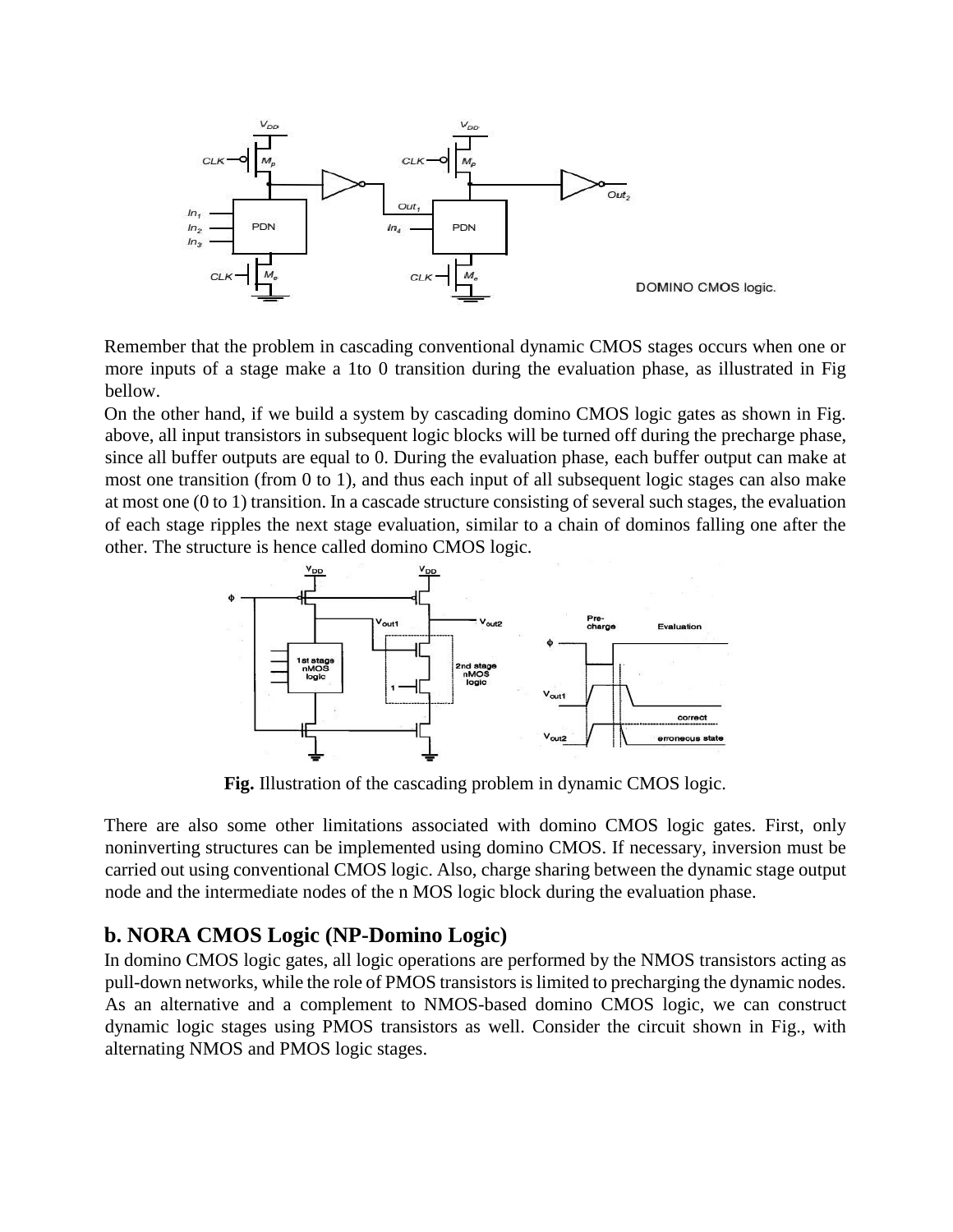DOMINO CMOS logic.

Remember that the problem in cascading conventional dynamic CMOS stages occurs when one or more inputs of a stage make a 1to 0 transition during the evaluation phase, as illustrated in Fig bellow.

On the other hand, if we build a system by cascading domino CMOS logic gates as shown in Fig. above, all input transistors in subsequent logic blocks will be turned off during the precharge phase, since all buffer outputs are equal to 0. During the evaluation phase, each buffer output can make at most one transition (from 0 to 1), and thus each input of all subsequent logic stages can also make at most one (0 to 1) transition. In a cascade structure consisting of several such stages, the evaluation of each stage ripples the next stage evaluation, similar to a chain of dominos falling one after the other. The structure is hence called domino CMOS logic.

**Fig.** Illustration of the cascading problem in dynamic CMOS logic.

There are also some other limitations associated with domino CMOS logic gates. First, only noninverting structures can be implemented using domino CMOS. If necessary, inversion must be carried out using conventional CMOS logic. Also, charge sharing between the dynamic stage output node and the intermediate nodes of the n MOS logic block during the evaluation phase.

## b. NORA CMOS Logic (NP-Domino Logic)

In domino CMOS logic gates, all logic operations are performed by the NMOS transistors acting as pull-down networks, while the role of PMOS transistors is limited to precharging the dynamic nodes. As an alternative and a complement to NMOS-based domino CMOS logic, we can construct dynamic logic stages using PMOS transistors as well. Consider the circuit shown in Fig., with alternating NMOS and PMOS logic stages.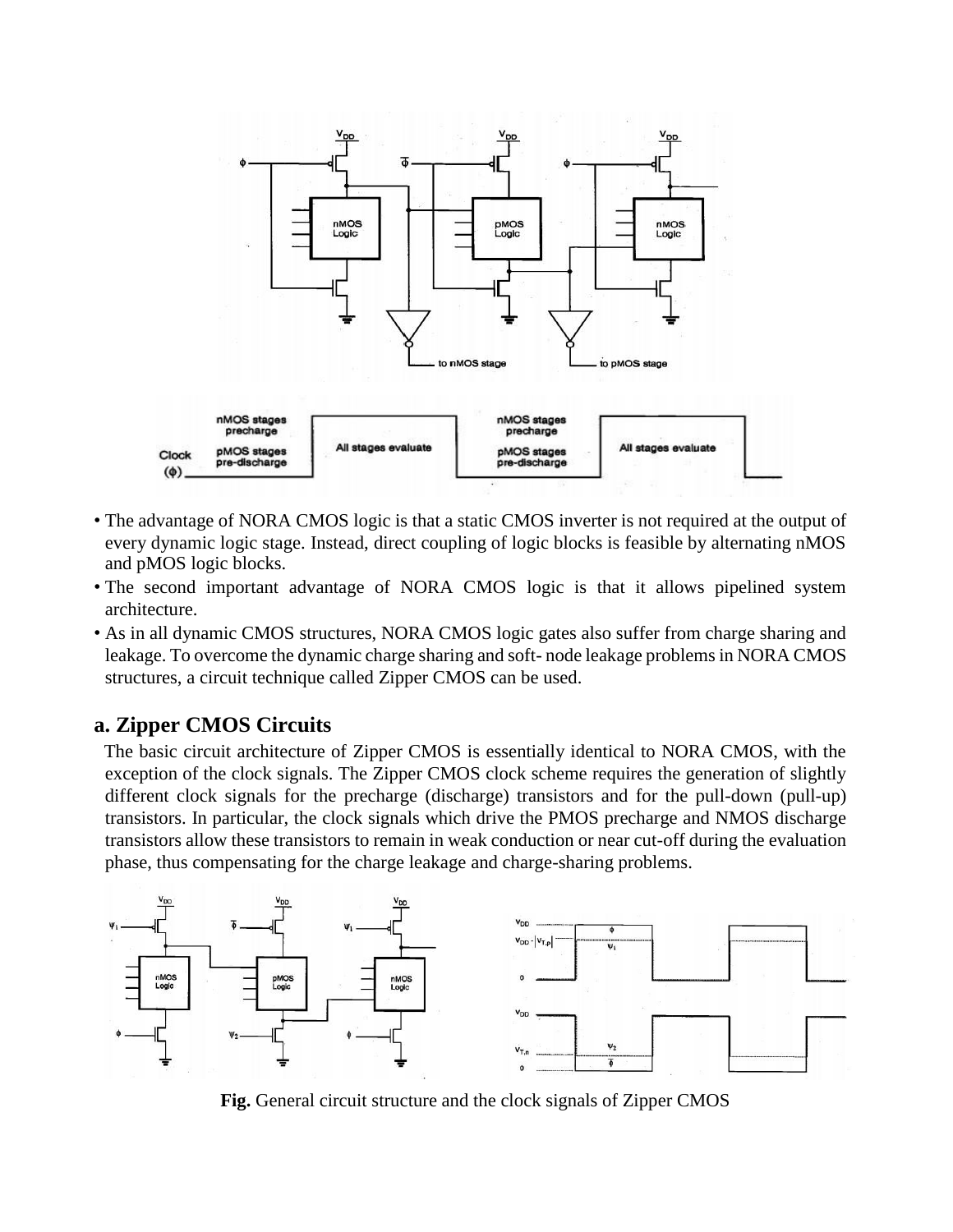- The advantage of NORA CMOS logic is that a static CMOS inverter is not required at the output of every dynamic logic stage. Instead, direct coupling of logic blocks is feasible by alternating nMOS and pMOS logic blocks.
- The second important advantage of NORA CMOS logic is that it allows pipelined system architecture.
- As in all dynamic CMOS structures, NORA CMOS logic gates also suffer from charge sharing and leakage. To overcome the dynamic charge sharing and soft- node leakage problems in NORA CMOS structures, a circuit technique called Zipper CMOS can be used.

## a. Zipper CMOS Circuits

The basic circuit architecture of Zipper CMOS is essentially identical to NORA CMOS, with the exception of the clock signals. The Zipper CMOS clock scheme requires the generation of slightly different clock signals for the precharge (discharge) transistors and for the pull-down (pull-up) transistors. In particular, the clock signals which drive the PMOS precharge and NMOS discharge transistors allow these transistors to remain in weak conduction or near cut-off during the evaluation phase, thus compensating for the charge leakage and charge-sharing problems.

**Fig.** General circuit structure and the clock signals of Zipper CMOS